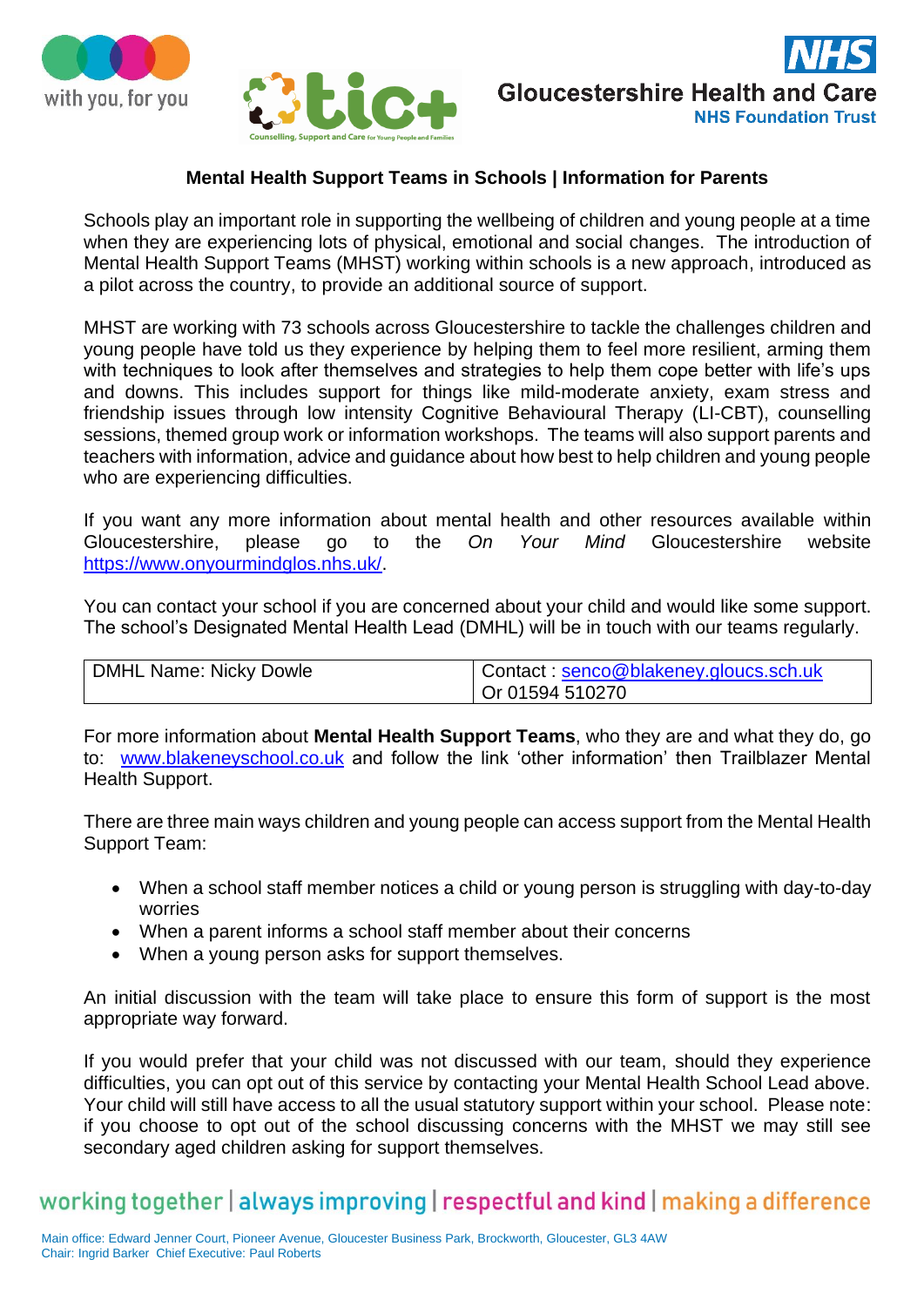with you, for you

tic+ Counselling, Support and Care for Young People and Families

NHS Gloucestershire Health and Care NHS Foundation Trust

## Mental Health Support Teams in Schools | Information for Parents

Schools play an important role in supporting the wellbeing of children and young people at a time when they are experiencing lots of physical, emotional and social changes. The introduction of Mental Health Support Teams (MHST) working within schools is a new approach, introduced as a pilot across the country, to provide an additional source of support.

MHST are working with 73 schools across Gloucestershire to tackle the challenges children and young people have told us they experience by helping them to feel more resilient, arming them with techniques to look after themselves and strategies to help them cope better with life's ups and downs. This includes support for things like mild-moderate anxiety, exam stress and friendship issues through low intensity Cognitive Behavioural Therapy (LI-CBT), counselling sessions, themed group work or information workshops. The teams will also support parents and teachers with information, advice and guidance about how best to help children and young people who are experiencing difficulties.

If you want any more information about mental health and other resources available within Gloucestershire, please go to the *On Your Mind* Gloucestershire website https://www.onyourmindglos.nhs.uk/.

You can contact your school if you are concerned about your child and would like some support. The school's Designated Mental Health Lead (DMHL) will be in touch with our teams regularly.

| DMHL Name: Nicky Dowle | Contact : senco@blakeney.gloucs.sch.uk<br>Or 01594 510270 |
|---|---|

For more information about **Mental Health Support Teams**, who they are and what they do, go to: www.blakeneyschool.co.uk and follow the link 'other information' then Trailblazer Mental Health Support.

There are three main ways children and young people can access support from the Mental Health Support Team:

- When a school staff member notices a child or young person is struggling with day-to-day worries
- When a parent informs a school staff member about their concerns
- When a young person asks for support themselves.

An initial discussion with the team will take place to ensure this form of support is the most appropriate way forward.

If you would prefer that your child was not discussed with our team, should they experience difficulties, you can opt out of this service by contacting your Mental Health School Lead above. Your child will still have access to all the usual statutory support within your school. Please note: if you choose to opt out of the school discussing concerns with the MHST we may still see secondary aged children asking for support themselves.

working together | always improving | respectful and kind | making a difference

Main office: Edward Jenner Court, Pioneer Avenue, Gloucester Business Park, Brockworth, Gloucester, GL3 4AW
Chair: Ingrid Barker Chief Executive: Paul Roberts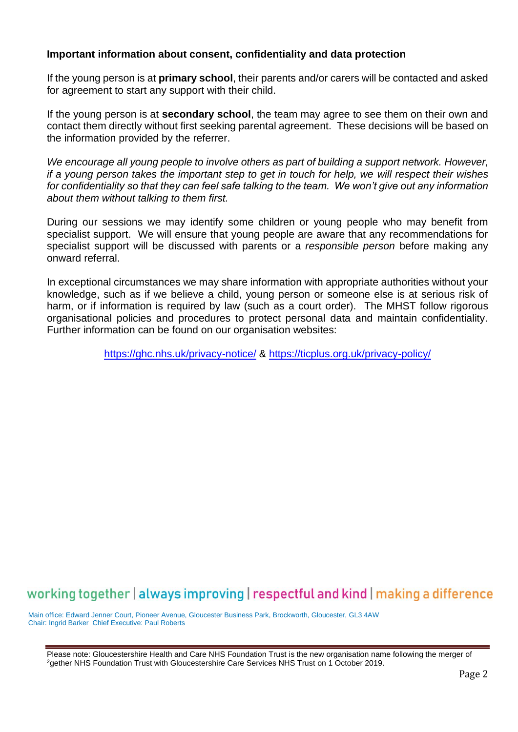**Important information about consent, confidentiality and data protection**

If the young person is at **primary school**, their parents and/or carers will be contacted and asked for agreement to start any support with their child.

If the young person is at **secondary school**, the team may agree to see them on their own and contact them directly without first seeking parental agreement. These decisions will be based on the information provided by the referrer.

*We encourage all young people to involve others as part of building a support network. However, if a young person takes the important step to get in touch for help, we will respect their wishes for confidentiality so that they can feel safe talking to the team. We won't give out any information about them without talking to them first.*

During our sessions we may identify some children or young people who may benefit from specialist support. We will ensure that young people are aware that any recommendations for specialist support will be discussed with parents or a *responsible person* before making any onward referral.

In exceptional circumstances we may share information with appropriate authorities without your knowledge, such as if we believe a child, young person or someone else is at serious risk of harm, or if information is required by law (such as a court order). The MHST follow rigorous organisational policies and procedures to protect personal data and maintain confidentiality. Further information can be found on our organisation websites:

https://ghc.nhs.uk/privacy-notice/ & https://ticplus.org.uk/privacy-policy/

working together | always improving | respectful and kind | making a difference

Main office: Edward Jenner Court, Pioneer Avenue, Gloucester Business Park, Brockworth, Gloucester, GL3 4AW
Chair: Ingrid Barker Chief Executive: Paul Roberts

Please note: Gloucestershire Health and Care NHS Foundation Trust is the new organisation name following the merger of 2gether NHS Foundation Trust with Gloucestershire Care Services NHS Trust on 1 October 2019.